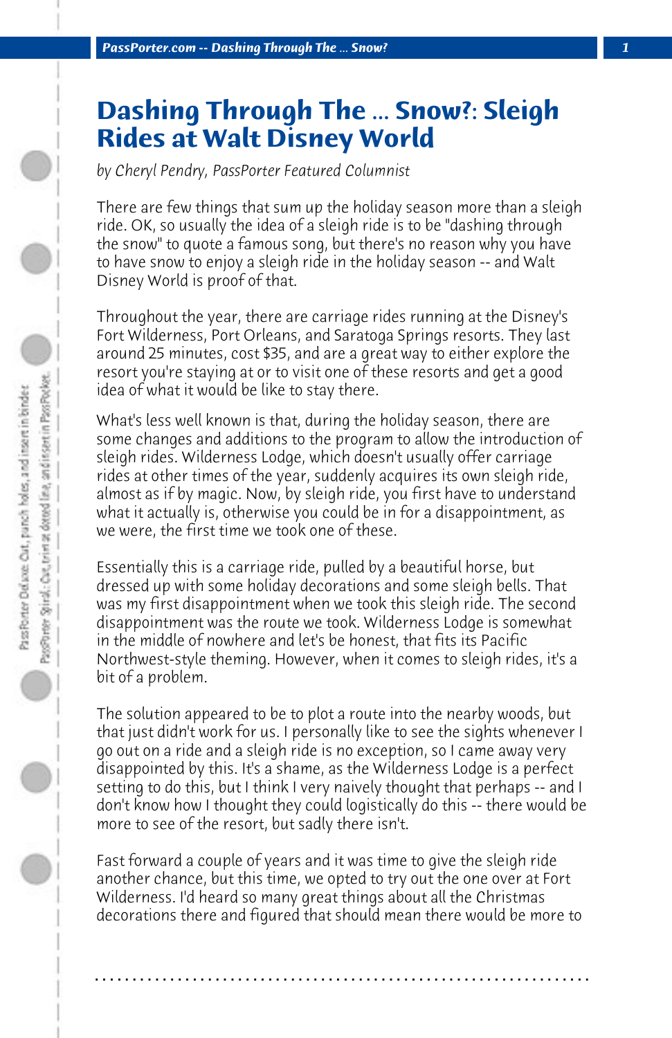# Dashing Through The ... Snow?: Sleigh Rides at Walt Disney World

*by Cheryl Pendry, PassPorter Featured Columnist*

There are few things that sum up the holiday season more than a sleigh ride. OK, so usually the idea of a sleigh ride is to be "dashing through the snow" to quote a famous song, but there's no reason why you have to have snow to enjoy a sleigh ride in the holiday season -- and Walt Disney World is proof of that.

Throughout the year, there are carriage rides running at the Disney's Fort Wilderness, Port Orleans, and Saratoga Springs resorts. They last around 25 minutes, cost $35, and are a great way to either explore the resort you're staying at or to visit one of these resorts and get a good idea of what it would be like to stay there.

What's less well known is that, during the holiday season, there are some changes and additions to the program to allow the introduction of sleigh rides. Wilderness Lodge, which doesn't usually offer carriage rides at other times of the year, suddenly acquires its own sleigh ride, almost as if by magic. Now, by sleigh ride, you first have to understand what it actually is, otherwise you could be in for a disappointment, as we were, the first time we took one of these.

Essentially this is a carriage ride, pulled by a beautiful horse, but dressed up with some holiday decorations and some sleigh bells. That was my first disappointment when we took this sleigh ride. The second disappointment was the route we took. Wilderness Lodge is somewhat in the middle of nowhere and let's be honest, that fits its Pacific Northwest-style theming. However, when it comes to sleigh rides, it's a bit of a problem.

The solution appeared to be to plot a route into the nearby woods, but that just didn't work for us. I personally like to see the sights whenever I go out on a ride and a sleigh ride is no exception, so I came away very disappointed by this. It's a shame, as the Wilderness Lodge is a perfect setting to do this, but I think I very naively thought that perhaps -- and I don't know how I thought they could logistically do this -- there would be more to see of the resort, but sadly there isn't.

Fast forward a couple of years and it was time to give the sleigh ride another chance, but this time, we opted to try out the one over at Fort Wilderness. I'd heard so many great things about all the Christmas decorations there and figured that should mean there would be more to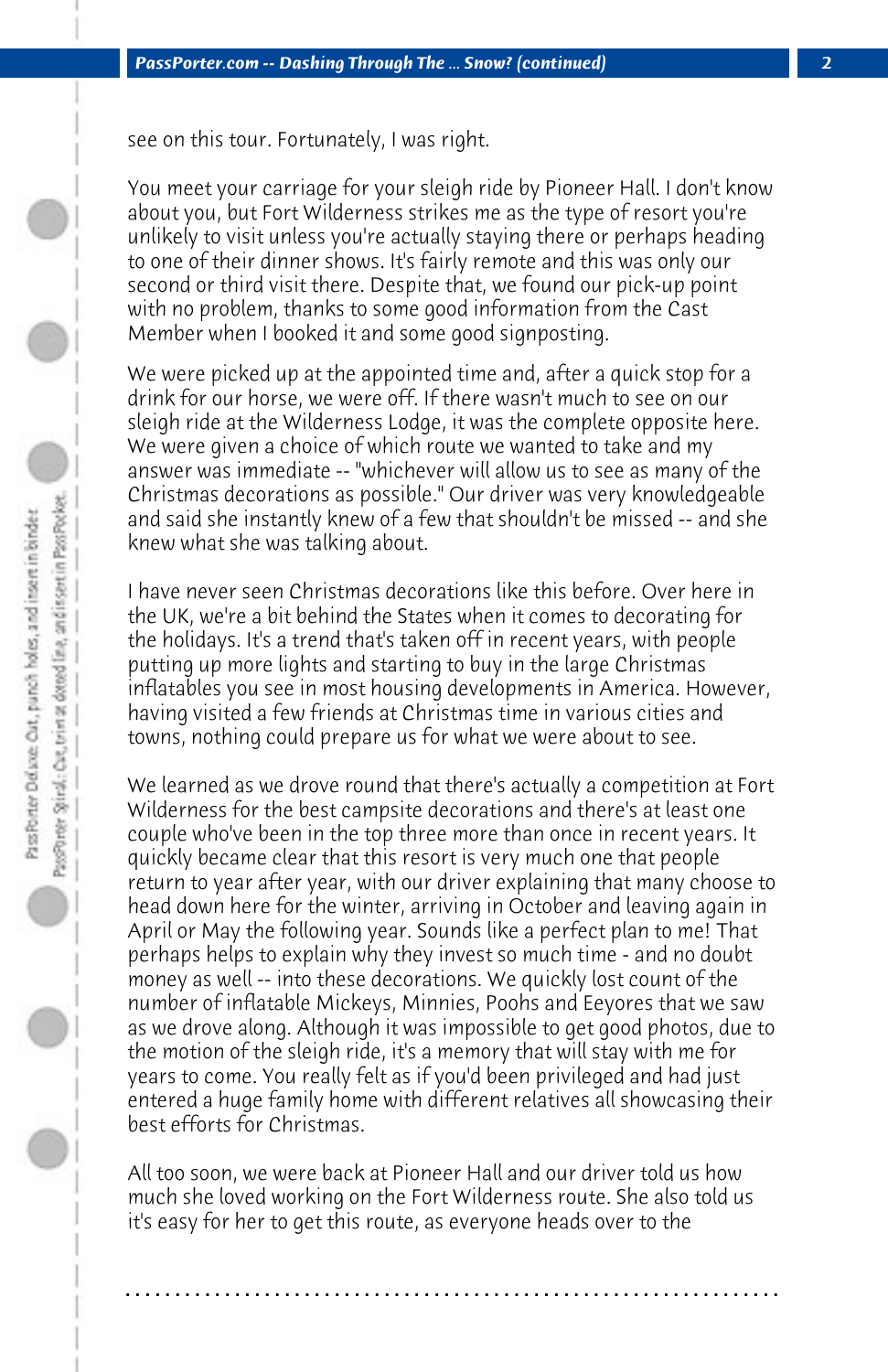see on this tour. Fortunately, I was right.

You meet your carriage for your sleigh ride by Pioneer Hall. I don't know about you, but Fort Wilderness strikes me as the type of resort you're unlikely to visit unless you're actually staying there or perhaps heading to one of their dinner shows. It's fairly remote and this was only our second or third visit there. Despite that, we found our pick-up point with no problem, thanks to some good information from the Cast Member when I booked it and some good signposting.

We were picked up at the appointed time and, after a quick stop for a drink for our horse, we were off. If there wasn't much to see on our sleigh ride at the Wilderness Lodge, it was the complete opposite here. We were given a choice of which route we wanted to take and my answer was immediate -- "whichever will allow us to see as many of the Christmas decorations as possible." Our driver was very knowledgeable and said she instantly knew of a few that shouldn't be missed -- and she knew what she was talking about.

I have never seen Christmas decorations like this before. Over here in the UK, we're a bit behind the States when it comes to decorating for the holidays. It's a trend that's taken off in recent years, with people putting up more lights and starting to buy in the large Christmas inflatables you see in most housing developments in America. However, having visited a few friends at Christmas time in various cities and towns, nothing could prepare us for what we were about to see.

We learned as we drove round that there's actually a competition at Fort Wilderness for the best campsite decorations and there's at least one couple who've been in the top three more than once in recent years. It quickly became clear that this resort is very much one that people return to year after year, with our driver explaining that many choose to head down here for the winter, arriving in October and leaving again in April or May the following year. Sounds like a perfect plan to me! That perhaps helps to explain why they invest so much time - and no doubt money as well -- into these decorations. We quickly lost count of the number of inflatable Mickeys, Minnies, Poohs and Eeyores that we saw as we drove along. Although it was impossible to get good photos, due to the motion of the sleigh ride, it's a memory that will stay with me for years to come. You really felt as if you'd been privileged and had just entered a huge family home with different relatives all showcasing their best efforts for Christmas.

All too soon, we were back at Pioneer Hall and our driver told us how much she loved working on the Fort Wilderness route. She also told us it's easy for her to get this route, as everyone heads over to the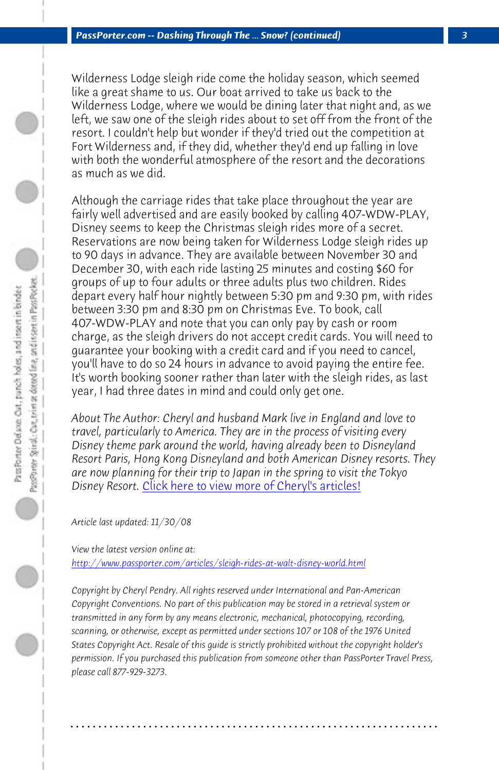Wilderness Lodge sleigh ride come the holiday season, which seemed like a great shame to us. Our boat arrived to take us back to the Wilderness Lodge, where we would be dining later that night and, as we left, we saw one of the sleigh rides about to set off from the front of the resort. I couldn't help but wonder if they'd tried out the competition at Fort Wilderness and, if they did, whether they'd end up falling in love with both the wonderful atmosphere of the resort and the decorations as much as we did.

Although the carriage rides that take place throughout the year are fairly well advertised and are easily booked by calling 407-WDW-PLAY, Disney seems to keep the Christmas sleigh rides more of a secret. Reservations are now being taken for Wilderness Lodge sleigh rides up to 90 days in advance. They are available between November 30 and December 30, with each ride lasting 25 minutes and costing $60 for groups of up to four adults or three adults plus two children. Rides depart every half hour nightly between 5:30 pm and 9:30 pm, with rides between 3:30 pm and 8:30 pm on Christmas Eve. To book, call 407-WDW-PLAY and note that you can only pay by cash or room charge, as the sleigh drivers do not accept credit cards. You will need to guarantee your booking with a credit card and if you need to cancel, you'll have to do so 24 hours in advance to avoid paying the entire fee. It's worth booking sooner rather than later with the sleigh rides, as last year, I had three dates in mind and could only get one.

*About The Author: Cheryl and husband Mark live in England and love to travel, particularly to America. They are in the process of visiting every Disney theme park around the world, having already been to Disneyland Resort Paris, Hong Kong Disneyland and both American Disney resorts. They are now planning for their trip to Japan in the spring to visit the Tokyo Disney Resort.* [Click here to view more of Cheryl's articles!]

*Article last updated: 11/30/08*

*View the latest version online at:*
[http://www.passporter.com/articles/sleigh-rides-at-walt-disney-world.html](http://www.passporter.com/articles/sleigh-rides-at-walt-disney-world.html)

*Copyright by Cheryl Pendry. All rights reserved under International and Pan-American Copyright Conventions. No part of this publication may be stored in a retrieval system or transmitted in any form by any means electronic, mechanical, photocopying, recording, scanning, or otherwise, except as permitted under sections 107 or 108 of the 1976 United States Copyright Act. Resale of this guide is strictly prohibited without the copyright holder's permission. If you purchased this publication from someone other than PassPorter Travel Press, please call 877-929-3273.*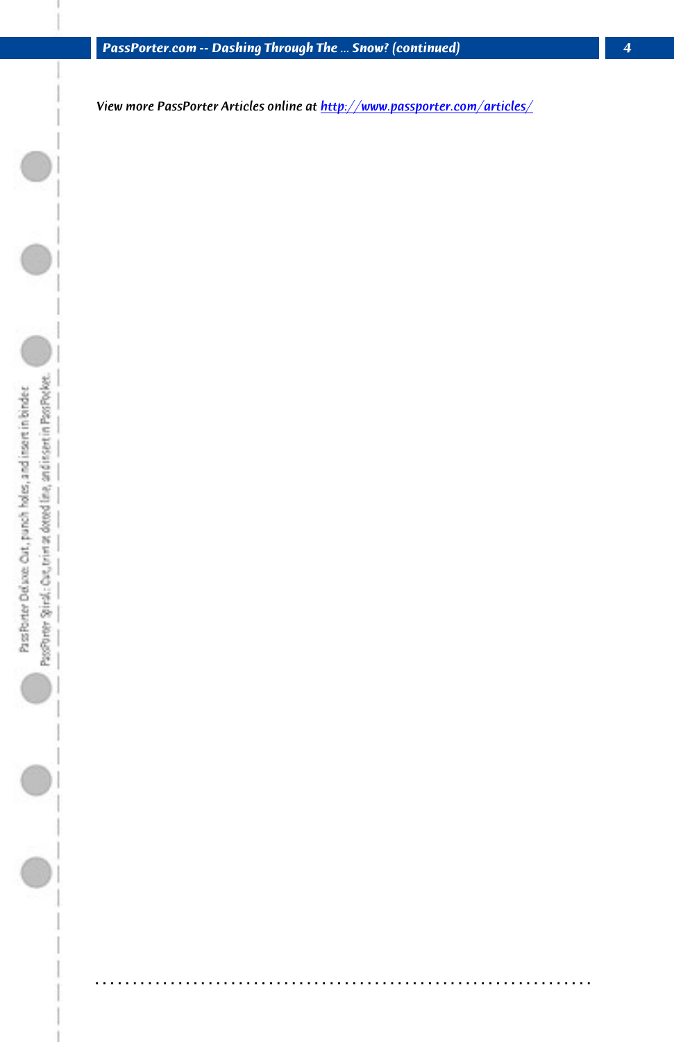*View more PassPorter Articles online at [http://www.passporter.com/articles/](http://www.passporter.com/articles/)*